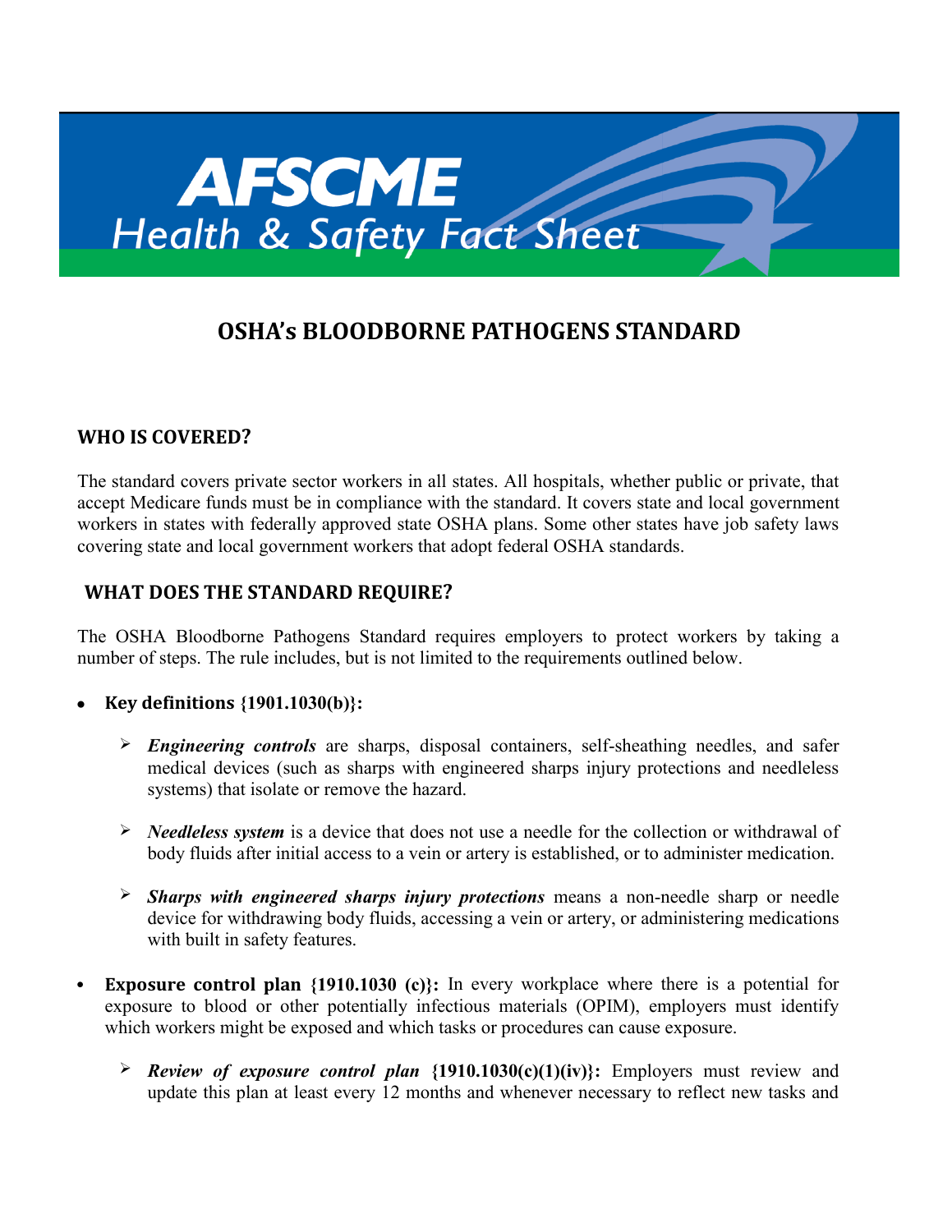# AFSCME Health & Safety Fact Sheet

## OSHA's BLOODBORNE PATHOGENS STANDARD

### WHO IS COVERED?

The standard covers private sector workers in all states. All hospitals, whether public or private, that accept Medicare funds must be in compliance with the standard. It covers state and local government workers in states with federally approved state OSHA plans. Some other states have job safety laws covering state and local government workers that adopt federal OSHA standards.

### WHAT DOES THE STANDARD REQUIRE?

The OSHA Bloodborne Pathogens Standard requires employers to protect workers by taking a number of steps. The rule includes, but is not limited to the requirements outlined below.

- **Key definitions {1901.1030(b)}:**
  - ***Engineering controls*** are sharps, disposal containers, self-sheathing needles, and safer medical devices (such as sharps with engineered sharps injury protections and needleless systems) that isolate or remove the hazard.
  - ***Needleless system*** is a device that does not use a needle for the collection or withdrawal of body fluids after initial access to a vein or artery is established, or to administer medication.
  - ***Sharps with engineered sharps injury protections*** means a non-needle sharp or needle device for withdrawing body fluids, accessing a vein or artery, or administering medications with built in safety features.
- **Exposure control plan {1910.1030 (c)}:** In every workplace where there is a potential for exposure to blood or other potentially infectious materials (OPIM), employers must identify which workers might be exposed and which tasks or procedures can cause exposure.
  - ***Review of exposure control plan* {1910.1030(c)(1)(iv)}:** Employers must review and update this plan at least every 12 months and whenever necessary to reflect new tasks and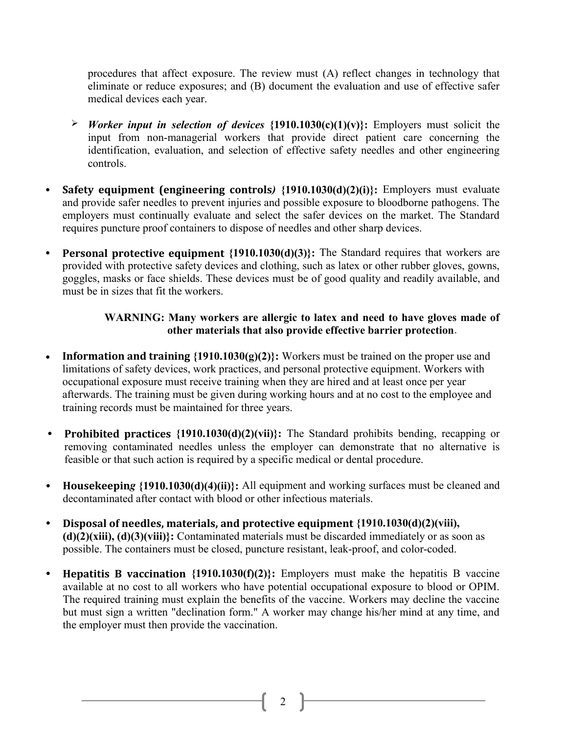procedures that affect exposure. The review must (A) reflect changes in technology that eliminate or reduce exposures; and (B) document the evaluation and use of effective safer medical devices each year.

- ***Worker input in selection of devices* {1910.1030(c)(1)(v)}:** Employers must solicit the input from non-managerial workers that provide direct patient care concerning the identification, evaluation, and selection of effective safety needles and other engineering controls.

- **Safety equipment (engineering controls*)* {1910.1030(d)(2)(i)}:** Employers must evaluate and provide safer needles to prevent injuries and possible exposure to bloodborne pathogens. The employers must continually evaluate and select the safer devices on the market. The Standard requires puncture proof containers to dispose of needles and other sharp devices.

- **Personal protective equipment {1910.1030(d)(3)}:** The Standard requires that workers are provided with protective safety devices and clothing, such as latex or other rubber gloves, gowns, goggles, masks or face shields. These devices must be of good quality and readily available, and must be in sizes that fit the workers.

  **WARNING: Many workers are allergic to latex and need to have gloves made of other materials that also provide effective barrier protection**.

- **Information and training {1910.1030(g)(2)}:** Workers must be trained on the proper use and limitations of safety devices, work practices, and personal protective equipment. Workers with occupational exposure must receive training when they are hired and at least once per year afterwards. The training must be given during working hours and at no cost to the employee and training records must be maintained for three years.

- **Prohibited practices {1910.1030(d)(2)(vii)}:** The Standard prohibits bending, recapping or removing contaminated needles unless the employer can demonstrate that no alternative is feasible or that such action is required by a specific medical or dental procedure.

- **Housekeepin*g* {1910.1030(d)(4)(ii)}:** All equipment and working surfaces must be cleaned and decontaminated after contact with blood or other infectious materials.

- **Disposal of needles, materials, and protective equipment {1910.1030(d)(2)(viii), (d)(2)(xiii), (d)(3)(viii)}:** Contaminated materials must be discarded immediately or as soon as possible. The containers must be closed, puncture resistant, leak-proof, and color-coded.

- **Hepatitis B vaccination {1910.1030(f)(2)}:** Employers must make the hepatitis B vaccine available at no cost to all workers who have potential occupational exposure to blood or OPIM. The required training must explain the benefits of the vaccine. Workers may decline the vaccine but must sign a written "declination form." A worker may change his/her mind at any time, and the employer must then provide the vaccination.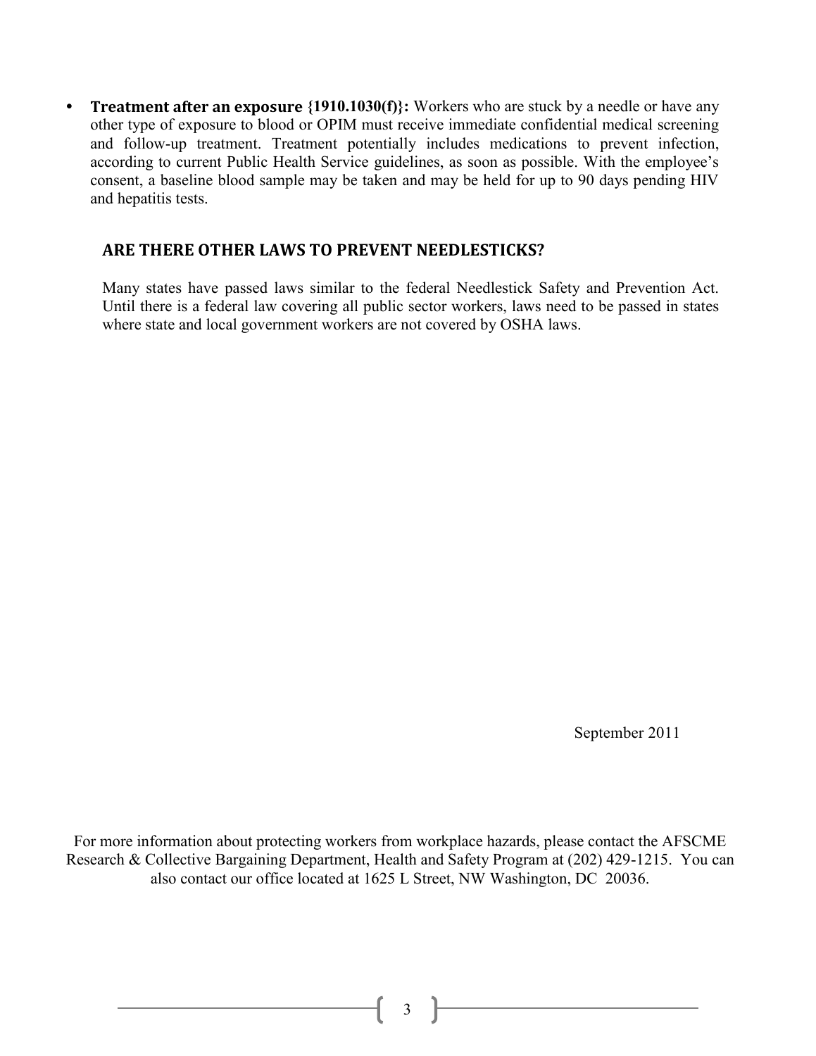- **Treatment after an exposure {1910.1030(f)}:** Workers who are stuck by a needle or have any other type of exposure to blood or OPIM must receive immediate confidential medical screening and follow-up treatment. Treatment potentially includes medications to prevent infection, according to current Public Health Service guidelines, as soon as possible. With the employee's consent, a baseline blood sample may be taken and may be held for up to 90 days pending HIV and hepatitis tests.

## ARE THERE OTHER LAWS TO PREVENT NEEDLESTICKS?

Many states have passed laws similar to the federal Needlestick Safety and Prevention Act. Until there is a federal law covering all public sector workers, laws need to be passed in states where state and local government workers are not covered by OSHA laws.

September 2011

For more information about protecting workers from workplace hazards, please contact the AFSCME Research & Collective Bargaining Department, Health and Safety Program at (202) 429-1215. You can also contact our office located at 1625 L Street, NW Washington, DC 20036.